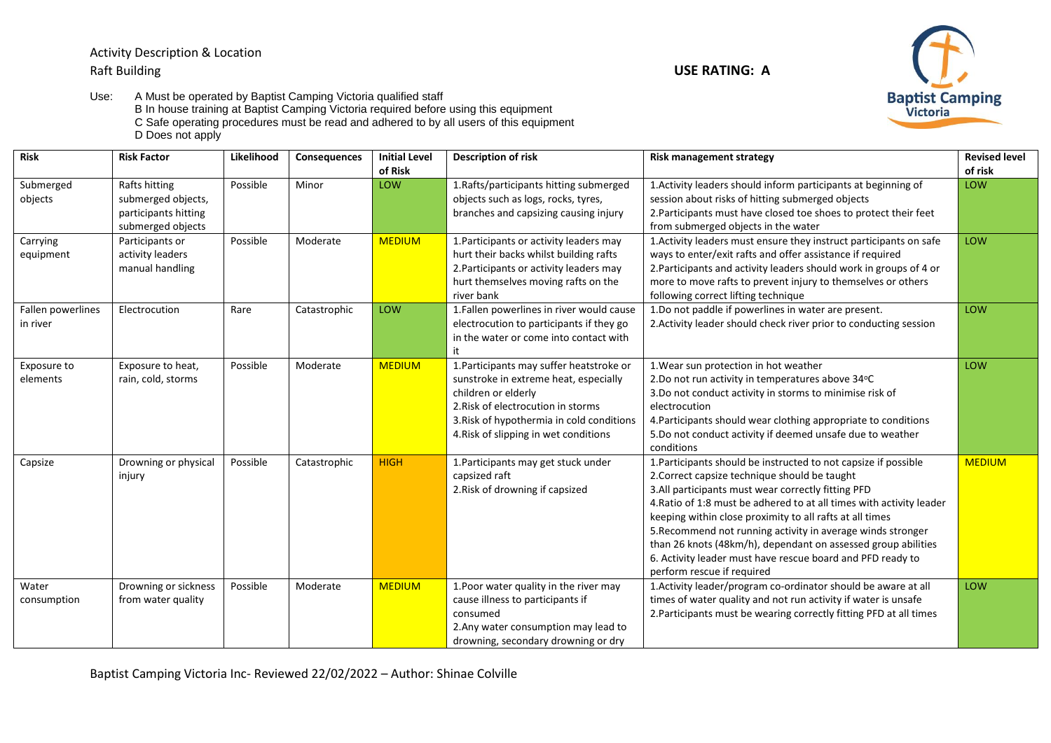Activity Description & Location

Raft Building

**USE RATING: A**

Use: A Must be operated by Baptist Camping Victoria qualified staff
B In house training at Baptist Camping Victoria required before using this equipment
C Safe operating procedures must be read and adhered to by all users of this equipment
D Does not apply

| Risk | Risk Factor | Likelihood | Consequences | Initial Level of Risk | Description of risk | Risk management strategy | Revised level of risk |
|---|---|---|---|---|---|---|---|
| Submerged objects | Rafts hitting submerged objects, participants hitting submerged objects | Possible | Minor | LOW | 1.Rafts/participants hitting submerged objects such as logs, rocks, tyres, branches and capsizing causing injury | 1.Activity leaders should inform participants at beginning of session about risks of hitting submerged objects<br>2.Participants must have closed toe shoes to protect their feet from submerged objects in the water | LOW |
| Carrying equipment | Participants or activity leaders manual handling | Possible | Moderate | MEDIUM | 1.Participants or activity leaders may hurt their backs whilst building rafts<br>2.Participants or activity leaders may hurt themselves moving rafts on the river bank | 1.Activity leaders must ensure they instruct participants on safe ways to enter/exit rafts and offer assistance if required<br>2.Participants and activity leaders should work in groups of 4 or more to move rafts to prevent injury to themselves or others following correct lifting technique | LOW |
| Fallen powerlines in river | Electrocution | Rare | Catastrophic | LOW | 1.Fallen powerlines in river would cause electrocution to participants if they go in the water or come into contact with it | 1.Do not paddle if powerlines in water are present.<br>2.Activity leader should check river prior to conducting session | LOW |
| Exposure to elements | Exposure to heat, rain, cold, storms | Possible | Moderate | MEDIUM | 1.Participants may suffer heatstroke or sunstroke in extreme heat, especially children or elderly<br>2.Risk of electrocution in storms<br>3.Risk of hypothermia in cold conditions<br>4.Risk of slipping in wet conditions | 1.Wear sun protection in hot weather<br>2.Do not run activity in temperatures above 34°C<br>3.Do not conduct activity in storms to minimise risk of electrocution<br>4.Participants should wear clothing appropriate to conditions<br>5.Do not conduct activity if deemed unsafe due to weather conditions | LOW |
| Capsize | Drowning or physical injury | Possible | Catastrophic | HIGH | 1.Participants may get stuck under capsized raft<br>2.Risk of drowning if capsized | 1.Participants should be instructed to not capsize if possible<br>2.Correct capsize technique should be taught<br>3.All participants must wear correctly fitting PFD<br>4.Ratio of 1:8 must be adhered to at all times with activity leader keeping within close proximity to all rafts at all times<br>5.Recommend not running activity in average winds stronger than 26 knots (48km/h), dependant on assessed group abilities<br>6. Activity leader must have rescue board and PFD ready to perform rescue if required | MEDIUM |
| Water consumption | Drowning or sickness from water quality | Possible | Moderate | MEDIUM | 1.Poor water quality in the river may cause illness to participants if consumed<br>2.Any water consumption may lead to drowning, secondary drowning or dry | 1.Activity leader/program co-ordinator should be aware at all times of water quality and not run activity if water is unsafe<br>2.Participants must be wearing correctly fitting PFD at all times | LOW |

Baptist Camping Victoria Inc- Reviewed 22/02/2022 – Author: Shinae Colville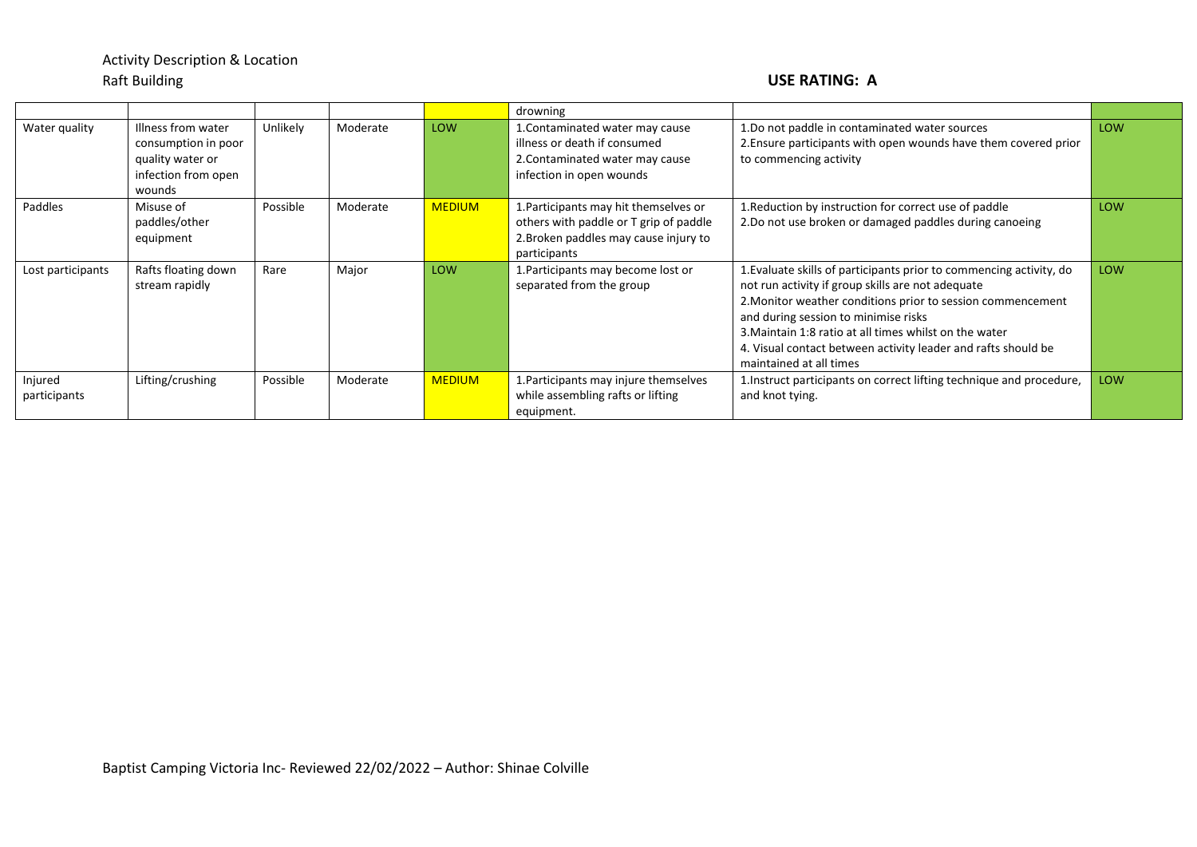Activity Description & Location

Raft Building

**USE RATING: A**

| | | | | | | | |
|---|---|---|---|---|---|---|---|
| | | | | | drowning | | |
| Water quality | Illness from water consumption in poor quality water or infection from open wounds | Unlikely | Moderate | LOW | 1.Contaminated water may cause illness or death if consumed<br>2.Contaminated water may cause infection in open wounds | 1.Do not paddle in contaminated water sources<br>2.Ensure participants with open wounds have them covered prior to commencing activity | LOW |
| Paddles | Misuse of paddles/other equipment | Possible | Moderate | MEDIUM | 1.Participants may hit themselves or others with paddle or T grip of paddle<br>2.Broken paddles may cause injury to participants | 1.Reduction by instruction for correct use of paddle<br>2.Do not use broken or damaged paddles during canoeing | LOW |
| Lost participants | Rafts floating down stream rapidly | Rare | Major | LOW | 1.Participants may become lost or separated from the group | 1.Evaluate skills of participants prior to commencing activity, do not run activity if group skills are not adequate<br>2.Monitor weather conditions prior to session commencement and during session to minimise risks<br>3.Maintain 1:8 ratio at all times whilst on the water<br>4. Visual contact between activity leader and rafts should be maintained at all times | LOW |
| Injured participants | Lifting/crushing | Possible | Moderate | MEDIUM | 1.Participants may injure themselves while assembling rafts or lifting equipment. | 1.Instruct participants on correct lifting technique and procedure, and knot tying. | LOW |

Baptist Camping Victoria Inc- Reviewed 22/02/2022 – Author: Shinae Colville